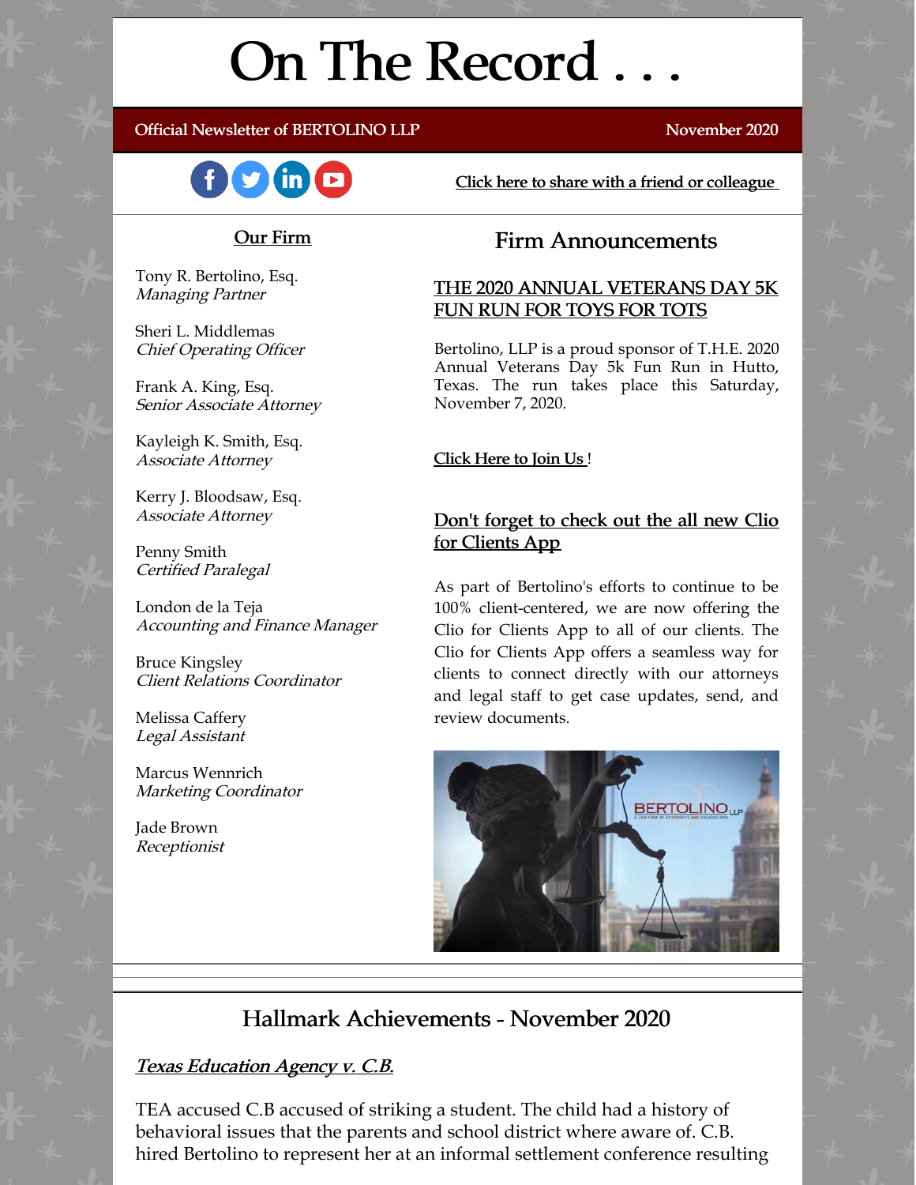# On The Record . . .

Official Newsletter of BERTOLINO LLP

November 2020

Click here to share with a friend or colleague

## Our Firm

Tony R. Bertolino, Esq.
*Managing Partner*

Sheri L. Middlemas
*Chief Operating Officer*

Frank A. King, Esq.
*Senior Associate Attorney*

Kayleigh K. Smith, Esq.
*Associate Attorney*

Kerry J. Bloodsaw, Esq.
*Associate Attorney*

Penny Smith
*Certified Paralegal*

London de la Teja
*Accounting and Finance Manager*

Bruce Kingsley
*Client Relations Coordinator*

Melissa Caffery
*Legal Assistant*

Marcus Wennrich
*Marketing Coordinator*

Jade Brown
*Receptionist*

## Firm Announcements

### THE 2020 ANNUAL VETERANS DAY 5K FUN RUN FOR TOYS FOR TOTS

Bertolino, LLP is a proud sponsor of T.H.E. 2020 Annual Veterans Day 5k Fun Run in Hutto, Texas. The run takes place this Saturday, November 7, 2020.

Click Here to Join Us !

### Don't forget to check out the all new Clio for Clients App

As part of Bertolino's efforts to continue to be 100% client-centered, we are now offering the Clio for Clients App to all of our clients. The Clio for Clients App offers a seamless way for clients to connect directly with our attorneys and legal staff to get case updates, send, and review documents.

## Hallmark Achievements - November 2020

### *Texas Education Agency v. C.B.*

TEA accused C.B accused of striking a student. The child had a history of behavioral issues that the parents and school district where aware of. C.B. hired Bertolino to represent her at an informal settlement conference resulting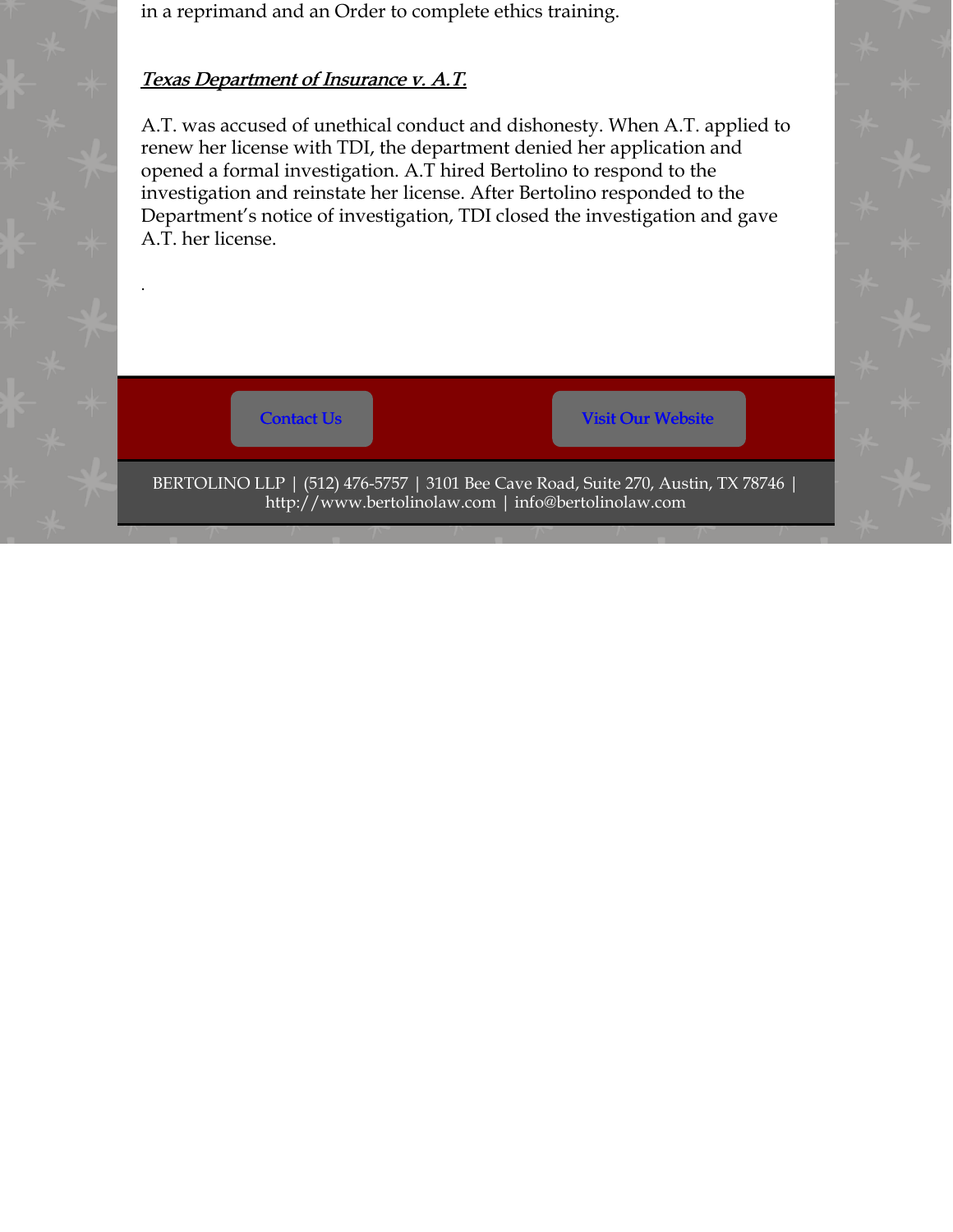in a reprimand and an Order to complete ethics training.

***Texas Department of Insurance v. A.T.***

A.T. was accused of unethical conduct and dishonesty. When A.T. applied to renew her license with TDI, the department denied her application and opened a formal investigation. A.T hired Bertolino to respond to the investigation and reinstate her license. After Bertolino responded to the Department's notice of investigation, TDI closed the investigation and gave A.T. her license.

.

Contact Us

Visit Our Website

BERTOLINO LLP | (512) 476-5757 | 3101 Bee Cave Road, Suite 270, Austin, TX 78746 | http://www.bertolinolaw.com | info@bertolinolaw.com